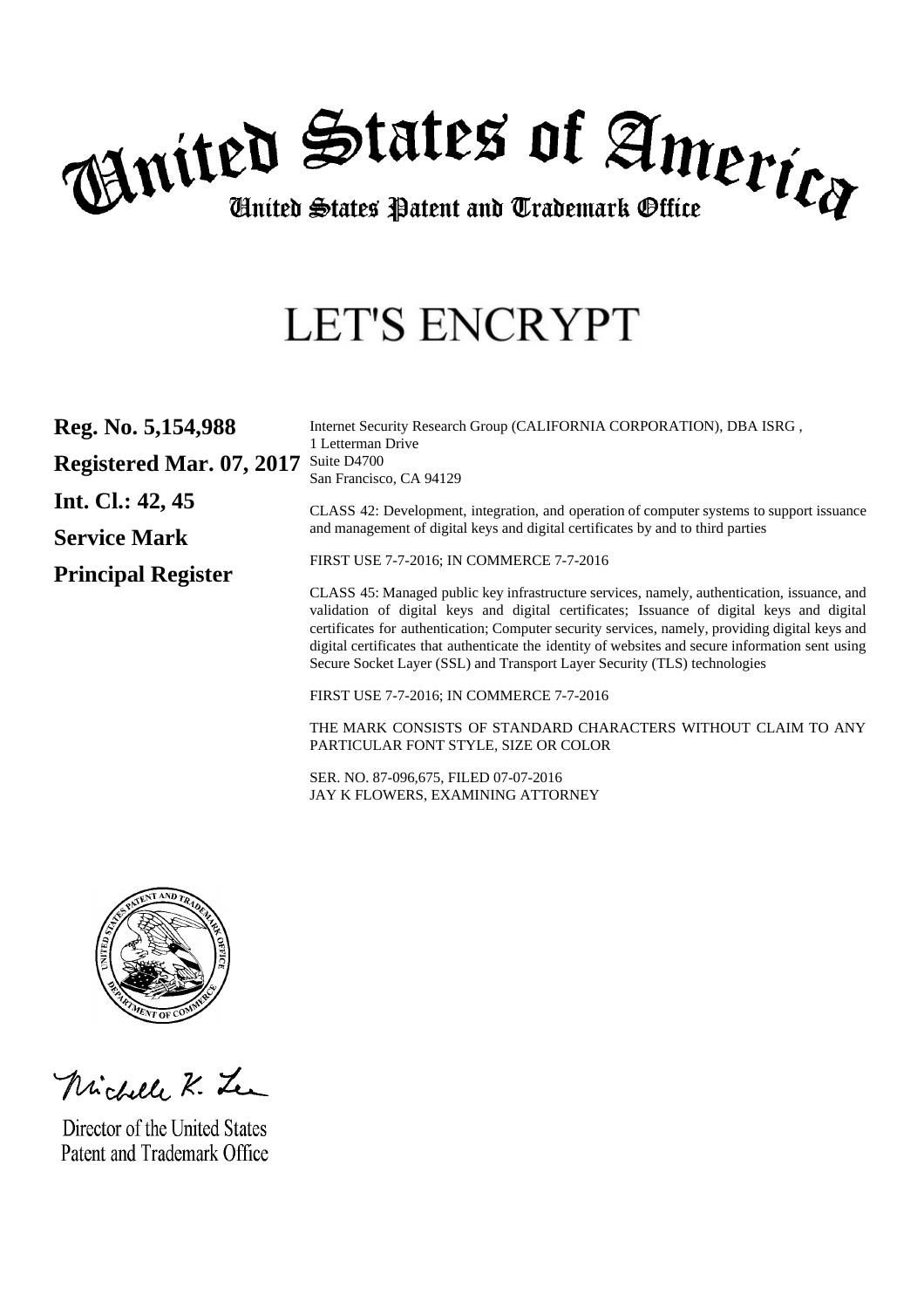# United States of America

## United States Patent and Trademark Office

# LET'S ENCRYPT

**Reg. No. 5,154,988**

**Registered Mar. 07, 2017**

**Int. Cl.: 42, 45**

**Service Mark**

**Principal Register**

Internet Security Research Group (CALIFORNIA CORPORATION), DBA ISRG ,
1 Letterman Drive
Suite D4700
San Francisco, CA 94129

CLASS 42: Development, integration, and operation of computer systems to support issuance and management of digital keys and digital certificates by and to third parties

FIRST USE 7-7-2016; IN COMMERCE 7-7-2016

CLASS 45: Managed public key infrastructure services, namely, authentication, issuance, and validation of digital keys and digital certificates; Issuance of digital keys and digital certificates for authentication; Computer security services, namely, providing digital keys and digital certificates that authenticate the identity of websites and secure information sent using Secure Socket Layer (SSL) and Transport Layer Security (TLS) technologies

FIRST USE 7-7-2016; IN COMMERCE 7-7-2016

THE MARK CONSISTS OF STANDARD CHARACTERS WITHOUT CLAIM TO ANY PARTICULAR FONT STYLE, SIZE OR COLOR

SER. NO. 87-096,675, FILED 07-07-2016
JAY K FLOWERS, EXAMINING ATTORNEY

Michelle K. Lee

Director of the United States
Patent and Trademark Office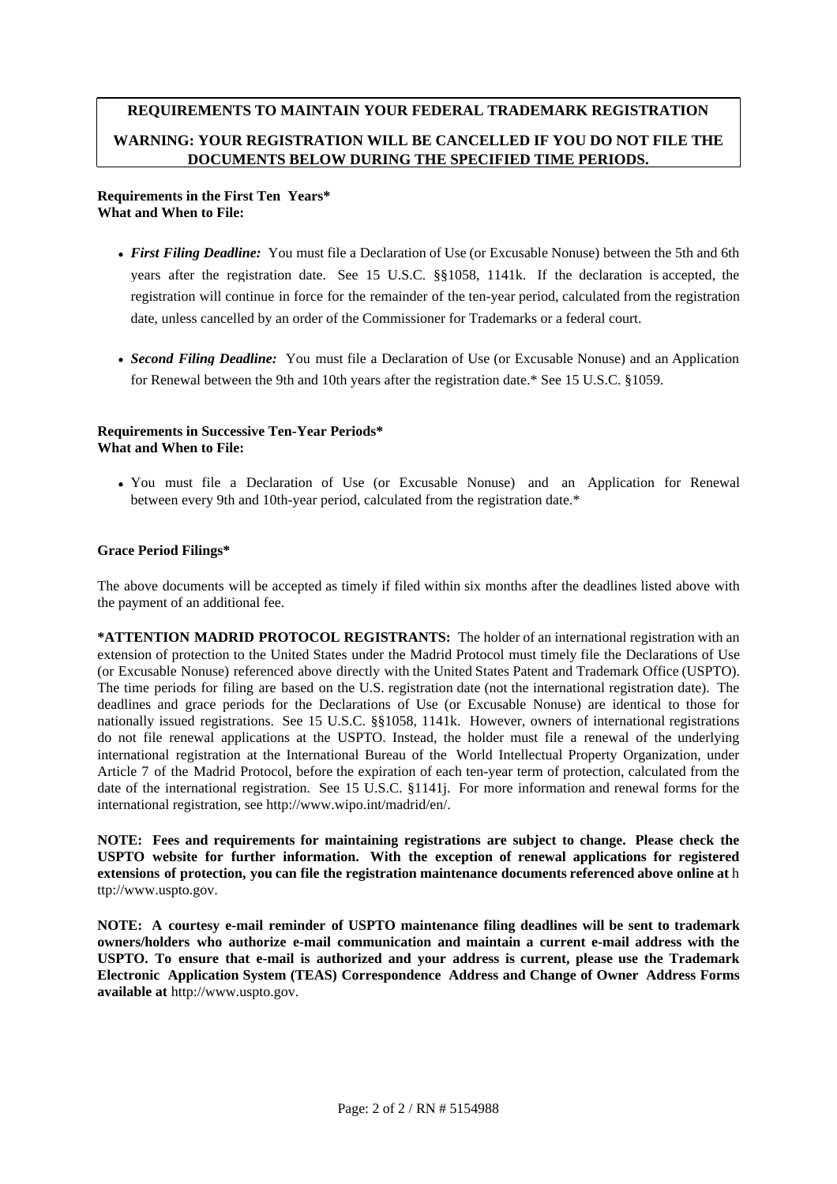**REQUIREMENTS TO MAINTAIN YOUR FEDERAL TRADEMARK REGISTRATION**

**WARNING: YOUR REGISTRATION WILL BE CANCELLED IF YOU DO NOT FILE THE DOCUMENTS BELOW DURING THE SPECIFIED TIME PERIODS.**

**Requirements in the First Ten Years***
**What and When to File:**

- ***First Filing Deadline:*** You must file a Declaration of Use (or Excusable Nonuse) between the 5th and 6th years after the registration date. See 15 U.S.C. §§1058, 1141k. If the declaration is accepted, the registration will continue in force for the remainder of the ten-year period, calculated from the registration date, unless cancelled by an order of the Commissioner for Trademarks or a federal court.
- ***Second Filing Deadline:*** You must file a Declaration of Use (or Excusable Nonuse) and an Application for Renewal between the 9th and 10th years after the registration date.* See 15 U.S.C. §1059.

**Requirements in Successive Ten-Year Periods***
**What and When to File:**

- You must file a Declaration of Use (or Excusable Nonuse) and an Application for Renewal between every 9th and 10th-year period, calculated from the registration date.*

**Grace Period Filings***

The above documents will be accepted as timely if filed within six months after the deadlines listed above with the payment of an additional fee.

***ATTENTION MADRID PROTOCOL REGISTRANTS:** The holder of an international registration with an extension of protection to the United States under the Madrid Protocol must timely file the Declarations of Use (or Excusable Nonuse) referenced above directly with the United States Patent and Trademark Office (USPTO). The time periods for filing are based on the U.S. registration date (not the international registration date). The deadlines and grace periods for the Declarations of Use (or Excusable Nonuse) are identical to those for nationally issued registrations. See 15 U.S.C. §§1058, 1141k. However, owners of international registrations do not file renewal applications at the USPTO. Instead, the holder must file a renewal of the underlying international registration at the International Bureau of the World Intellectual Property Organization, under Article 7 of the Madrid Protocol, before the expiration of each ten-year term of protection, calculated from the date of the international registration. See 15 U.S.C. §1141j. For more information and renewal forms for the international registration, see http://www.wipo.int/madrid/en/.

**NOTE: Fees and requirements for maintaining registrations are subject to change. Please check the USPTO website for further information. With the exception of renewal applications for registered extensions of protection, you can file the registration maintenance documents referenced above online at** http://www.uspto.gov.

**NOTE: A courtesy e-mail reminder of USPTO maintenance filing deadlines will be sent to trademark owners/holders who authorize e-mail communication and maintain a current e-mail address with the USPTO. To ensure that e-mail is authorized and your address is current, please use the Trademark Electronic Application System (TEAS) Correspondence Address and Change of Owner Address Forms available at** http://www.uspto.gov.